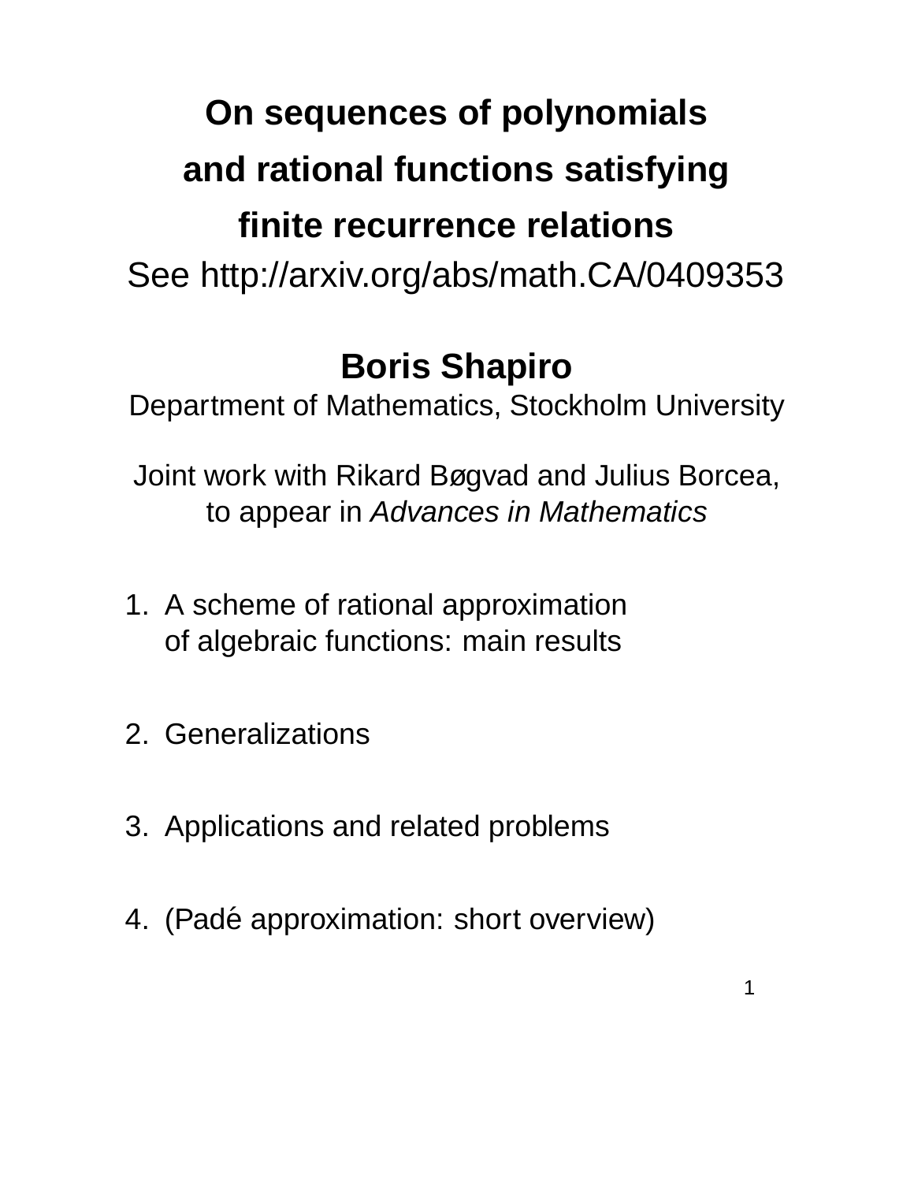# On sequences of polynomials and rational functions satisfying finite recurrence relations

See http://arxiv.org/abs/math.CA/0409353

**Boris Shapiro**

Department of Mathematics, Stockholm University

Joint work with Rikard Bøgvad and Julius Borcea, to appear in *Advances in Mathematics*

1. A scheme of rational approximation of algebraic functions: main results

2. Generalizations

3. Applications and related problems

4. (Padé approximation: short overview)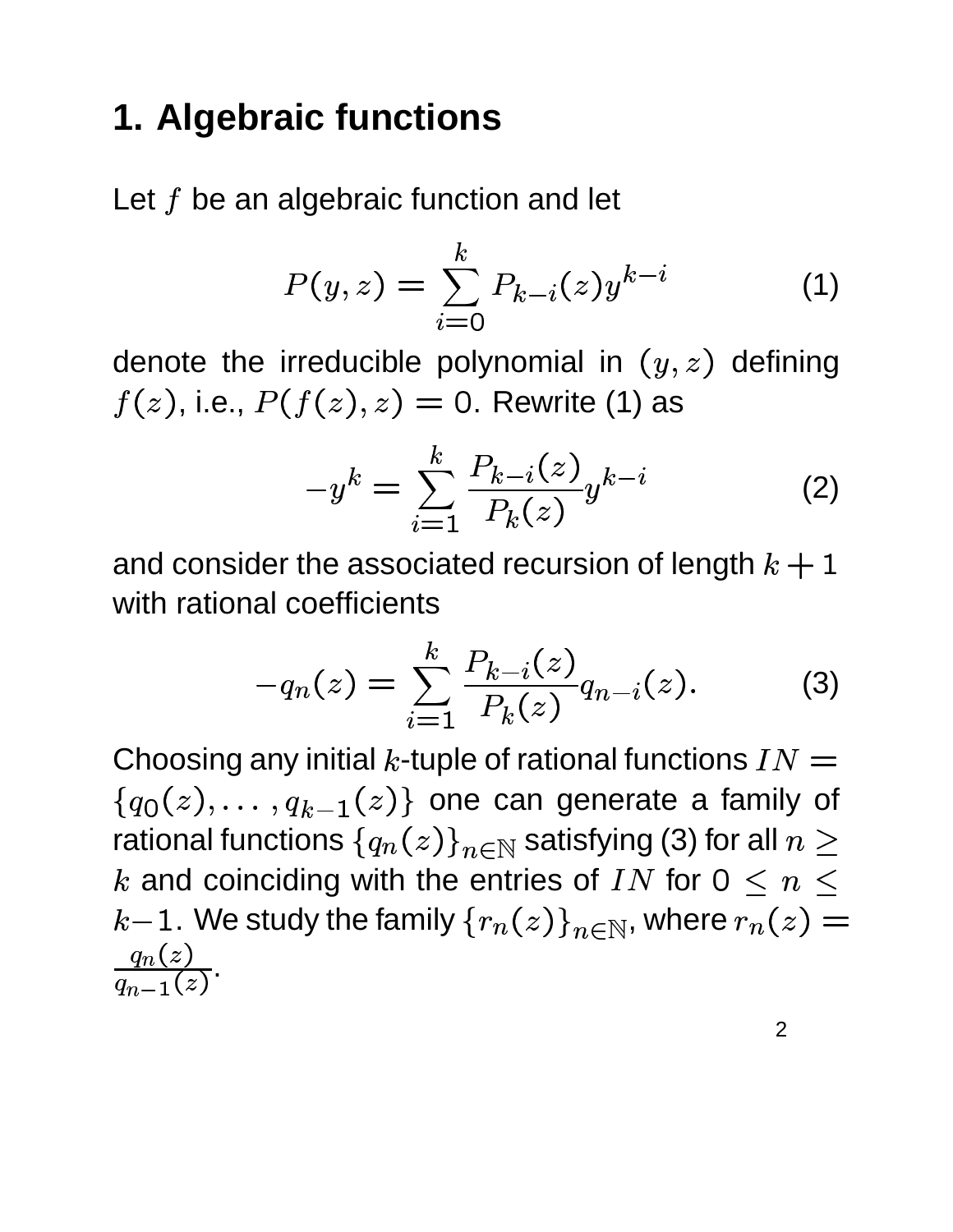# 1. Algebraic functions

Let $f$ be an algebraic function and let

$$P(y,z) = \sum_{i=0}^{k} P_{k-i}(z) y^{k-i} \qquad (1)$$

denote the irreducible polynomial in $(y,z)$ defining $f(z)$, i.e., $P(f(z),z) = 0$. Rewrite (1) as

$$-y^k = \sum_{i=1}^{k} \frac{P_{k-i}(z)}{P_k(z)} y^{k-i} \qquad (2)$$

and consider the associated recursion of length $k+1$ with rational coefficients

$$-q_n(z) = \sum_{i=1}^{k} \frac{P_{k-i}(z)}{P_k(z)} q_{n-i}(z). \qquad (3)$$

Choosing any initial $k$-tuple of rational functions $IN = \{q_0(z), \ldots, q_{k-1}(z)\}$ one can generate a family of rational functions $\{q_n(z)\}_{n\in\mathbb{N}}$ satisfying (3) for all $n \geq k$ and coinciding with the entries of $IN$ for $0 \leq n \leq k-1$. We study the family $\{r_n(z)\}_{n\in\mathbb{N}}$, where $r_n(z) = \frac{q_n(z)}{q_{n-1}(z)}$.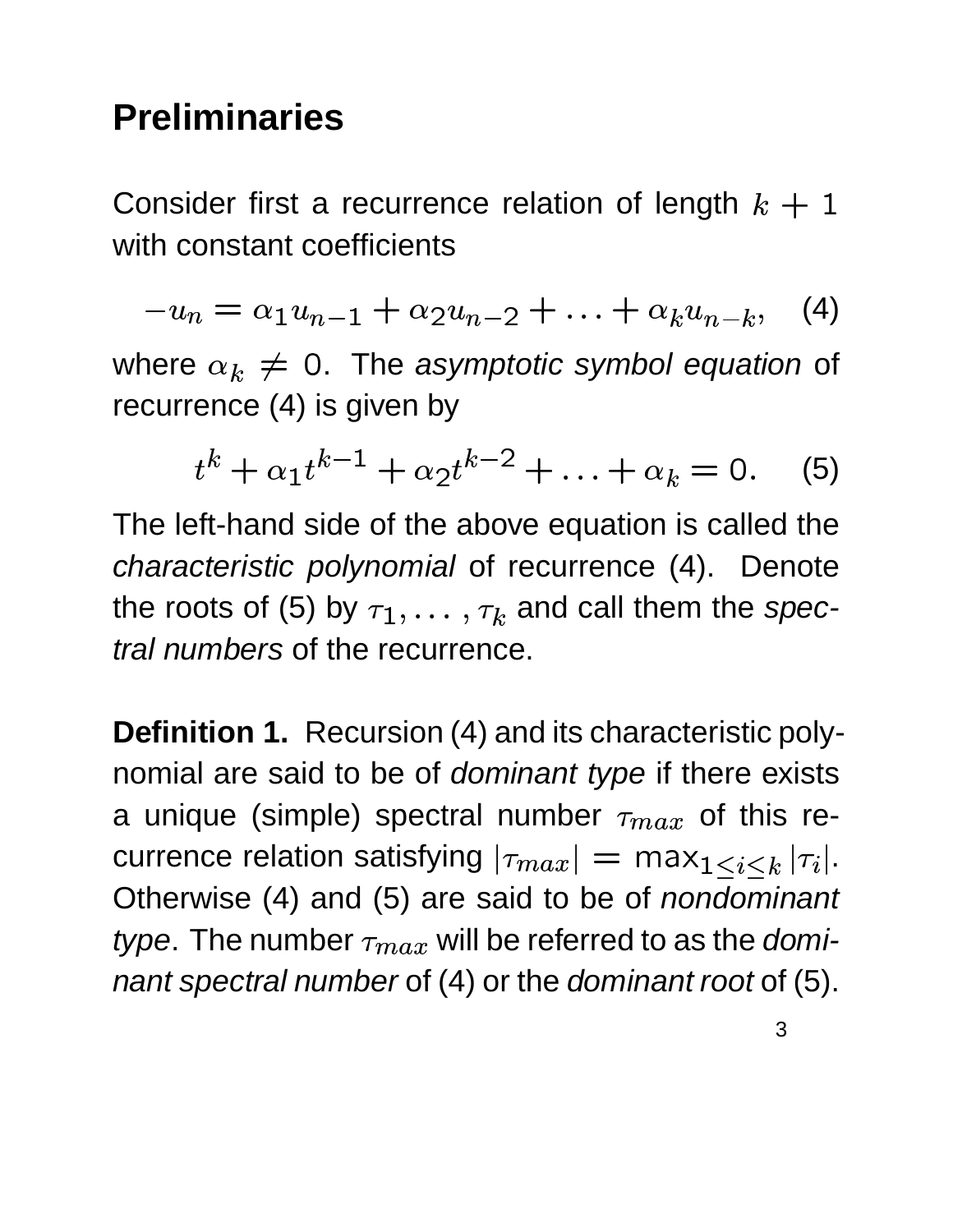## Preliminaries

Consider first a recurrence relation of length $k+1$ with constant coefficients

$$-u_n = \alpha_1 u_{n-1} + \alpha_2 u_{n-2} + \ldots + \alpha_k u_{n-k}, \quad (4)$$

where $\alpha_k \neq 0$. The *asymptotic symbol equation* of recurrence (4) is given by

$$t^k + \alpha_1 t^{k-1} + \alpha_2 t^{k-2} + \ldots + \alpha_k = 0. \quad (5)$$

The left-hand side of the above equation is called the *characteristic polynomial* of recurrence (4). Denote the roots of (5) by $\tau_1, \ldots, \tau_k$ and call them the *spectral numbers* of the recurrence.

**Definition 1.** Recursion (4) and its characteristic polynomial are said to be of *dominant type* if there exists a unique (simple) spectral number $\tau_{max}$ of this recurrence relation satisfying $|\tau_{max}| = \max_{1\leq i\leq k}|\tau_i|$. Otherwise (4) and (5) are said to be of *nondominant type*. The number $\tau_{max}$ will be referred to as the *dominant spectral number* of (4) or the *dominant root* of (5).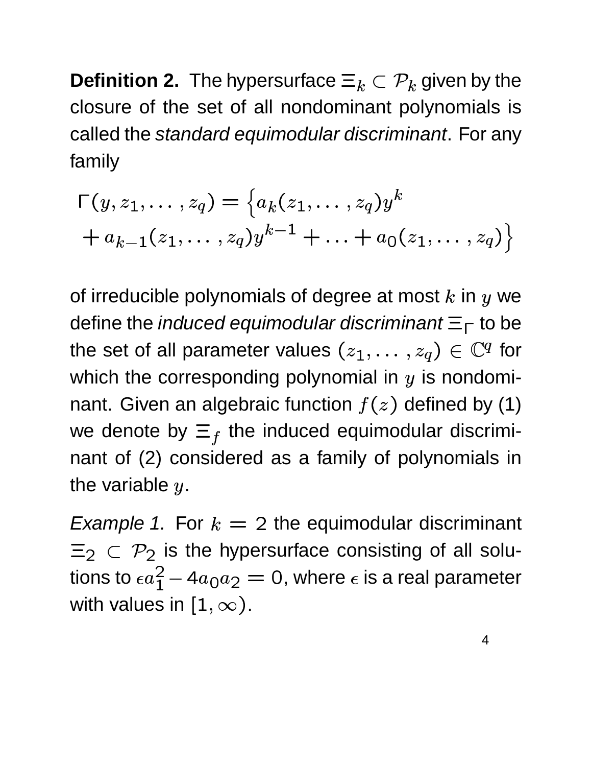**Definition 2.** The hypersurface $\Xi_k \subset \mathcal{P}_k$ given by the closure of the set of all nondominant polynomials is called the *standard equimodular discriminant*. For any family

$$\Gamma(y, z_1, \dots, z_q) = \Big\{ a_k(z_1, \dots, z_q) y^k + a_{k-1}(z_1, \dots, z_q) y^{k-1} + \ldots + a_0(z_1, \dots, z_q) \Big\}$$

of irreducible polynomials of degree at most $k$ in $y$ we define the *induced equimodular discriminant* $\Xi_\Gamma$ to be the set of all parameter values $(z_1, \dots, z_q) \in \mathbb{C}^q$ for which the corresponding polynomial in $y$ is nondominant. Given an algebraic function $f(z)$ defined by (1) we denote by $\Xi_f$ the induced equimodular discriminant of (2) considered as a family of polynomials in the variable $y$.

*Example 1.* For $k = 2$ the equimodular discriminant $\Xi_2 \subset \mathcal{P}_2$ is the hypersurface consisting of all solutions to $\epsilon a_1^2 - 4a_0 a_2 = 0$, where $\epsilon$ is a real parameter with values in $[1, \infty)$.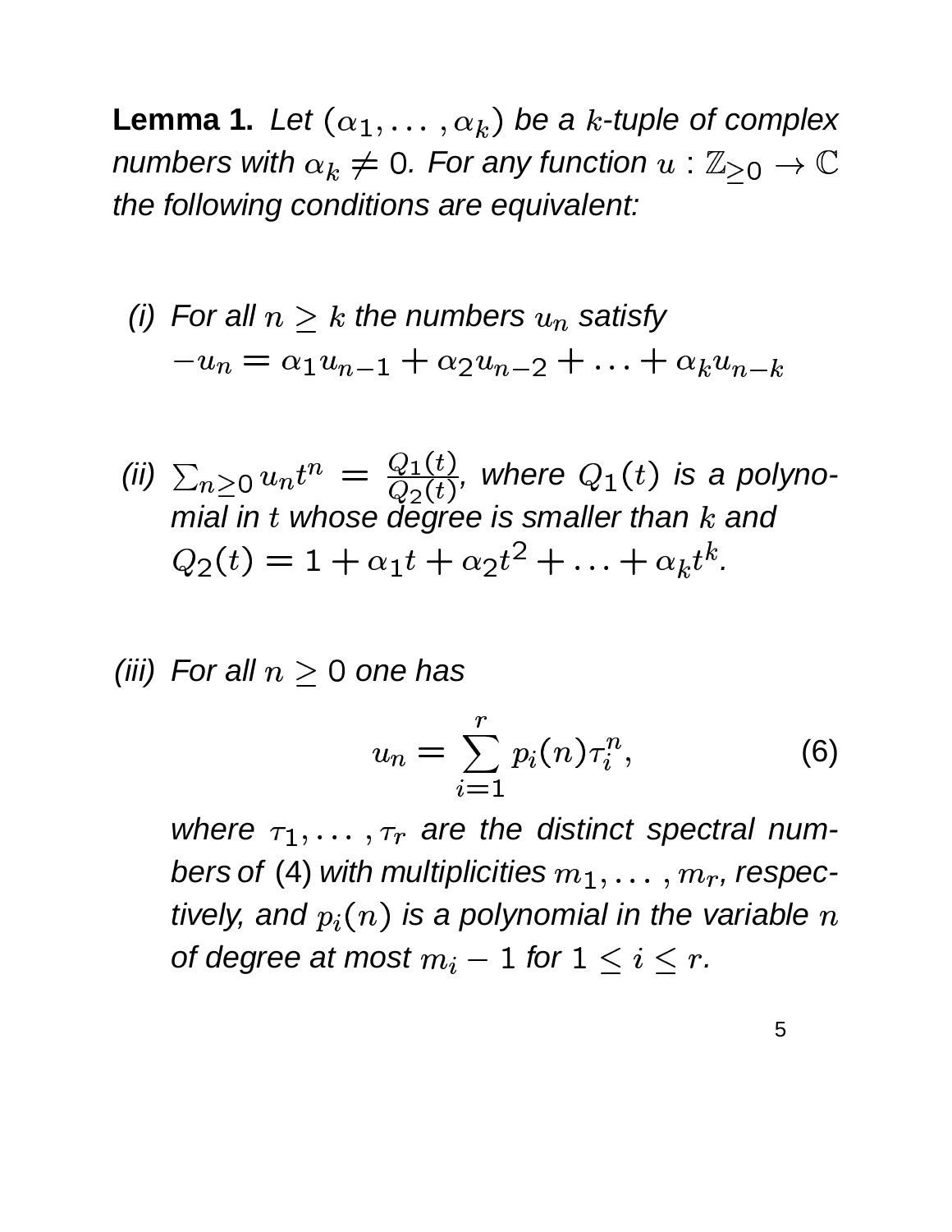**Lemma 1.** *Let $(\alpha_1, \dots, \alpha_k)$ be a $k$-tuple of complex numbers with $\alpha_k \neq 0$. For any function $u : \mathbb{Z}_{\geq 0} \to \mathbb{C}$ the following conditions are equivalent:*

*(i) For all $n \geq k$ the numbers $u_n$ satisfy*
$-u_n = \alpha_1 u_{n-1} + \alpha_2 u_{n-2} + \dots + \alpha_k u_{n-k}$

*(ii) $\sum_{n\geq 0} u_n t^n = \frac{Q_1(t)}{Q_2(t)}$, where $Q_1(t)$ is a polynomial in $t$ whose degree is smaller than $k$ and*
$Q_2(t) = 1 + \alpha_1 t + \alpha_2 t^2 + \dots + \alpha_k t^k$.

*(iii) For all $n \geq 0$ one has*

$$u_n = \sum_{i=1}^{r} p_i(n) \tau_i^n, \tag{6}$$

*where $\tau_1, \dots, \tau_r$ are the distinct spectral numbers of* (4) *with multiplicities $m_1, \dots, m_r$, respectively, and $p_i(n)$ is a polynomial in the variable $n$ of degree at most $m_i - 1$ for $1 \leq i \leq r$.*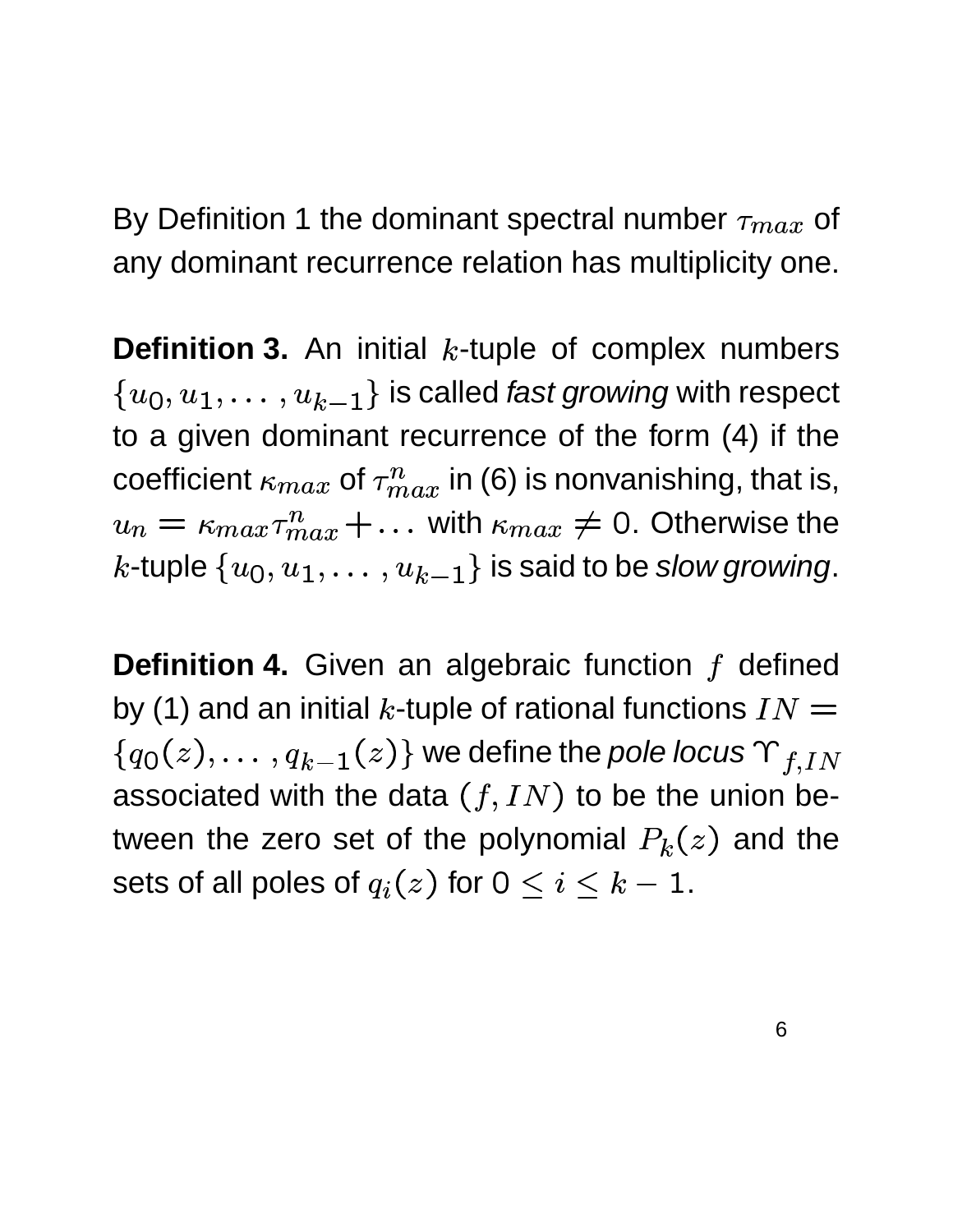By Definition 1 the dominant spectral number $\tau_{max}$ of any dominant recurrence relation has multiplicity one.

**Definition 3.** An initial $k$-tuple of complex numbers $\{u_0, u_1, \ldots, u_{k-1}\}$ is called *fast growing* with respect to a given dominant recurrence of the form (4) if the coefficient $\kappa_{max}$ of $\tau_{max}^n$ in (6) is nonvanishing, that is, $u_n = \kappa_{max}\tau_{max}^n + \ldots$ with $\kappa_{max} \neq 0$. Otherwise the $k$-tuple $\{u_0, u_1, \ldots, u_{k-1}\}$ is said to be *slow growing*.

**Definition 4.** Given an algebraic function $f$ defined by (1) and an initial $k$-tuple of rational functions $IN = \{q_0(z), \ldots, q_{k-1}(z)\}$ we define the *pole locus* $\Upsilon_{f,IN}$ associated with the data $(f, IN)$ to be the union between the zero set of the polynomial $P_k(z)$ and the sets of all poles of $q_i(z)$ for $0 \leq i \leq k-1$.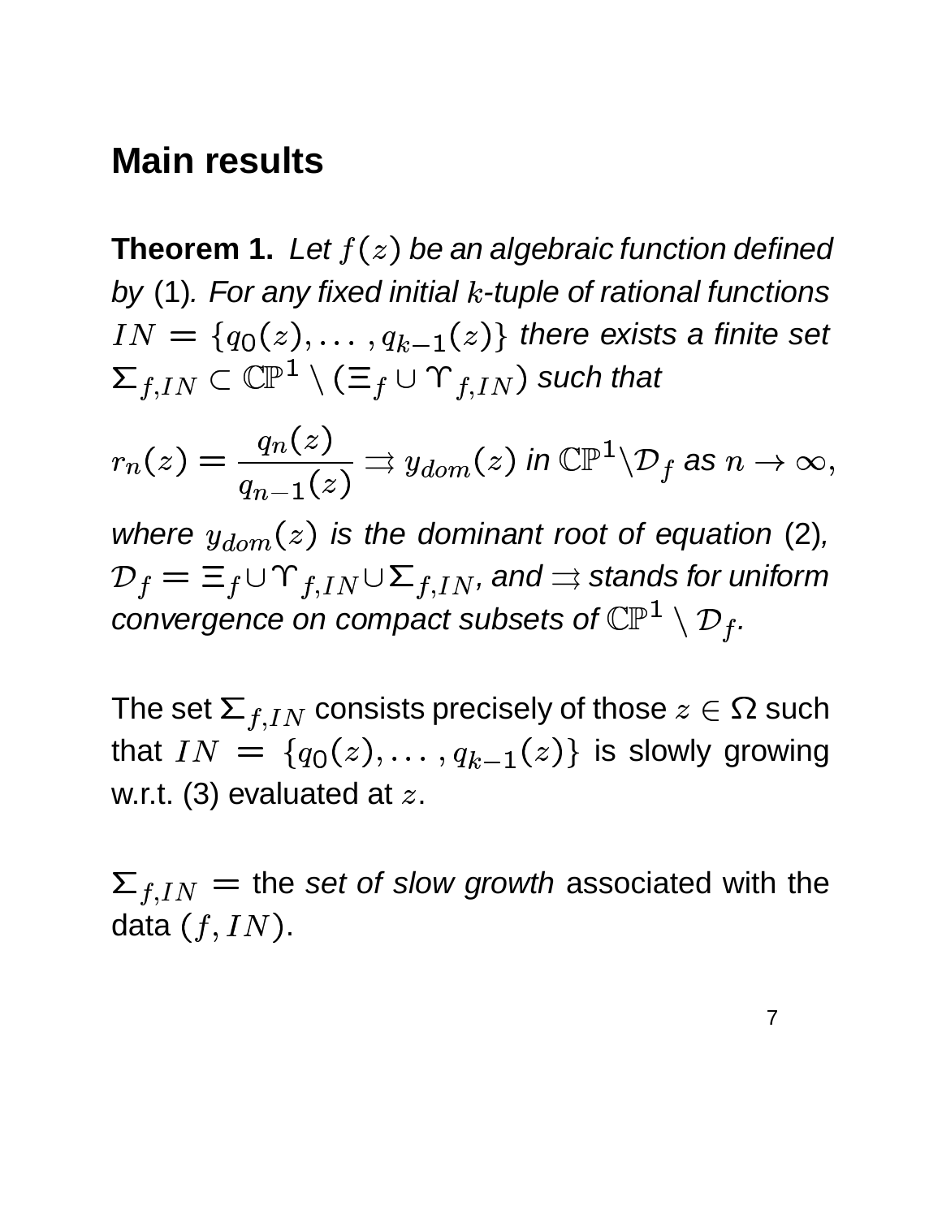## Main results

**Theorem 1.** *Let $f(z)$ be an algebraic function defined by* (1)*. For any fixed initial $k$-tuple of rational functions $IN = \{q_0(z), \dots, q_{k-1}(z)\}$ there exists a finite set $\Sigma_{f,IN} \subset \mathbb{CP}^1 \setminus (\Xi_f \cup \Upsilon_{f,IN})$ such that*

$$r_n(z) = \frac{q_n(z)}{q_{n-1}(z)} \rightrightarrows y_{dom}(z) \text{ in } \mathbb{CP}^1 \setminus \mathcal{D}_f \text{ as } n \to \infty,$$

*where $y_{dom}(z)$ is the dominant root of equation* (2)*, $\mathcal{D}_f = \Xi_f \cup \Upsilon_{f,IN} \cup \Sigma_{f,IN}$, and $\rightrightarrows$ stands for uniform convergence on compact subsets of $\mathbb{CP}^1 \setminus \mathcal{D}_f$.*

The set $\Sigma_{f,IN}$ consists precisely of those $z \in \Omega$ such that $IN = \{q_0(z), \dots, q_{k-1}(z)\}$ is slowly growing w.r.t. (3) evaluated at $z$.

$\Sigma_{f,IN} =$ the *set of slow growth* associated with the data $(f, IN)$.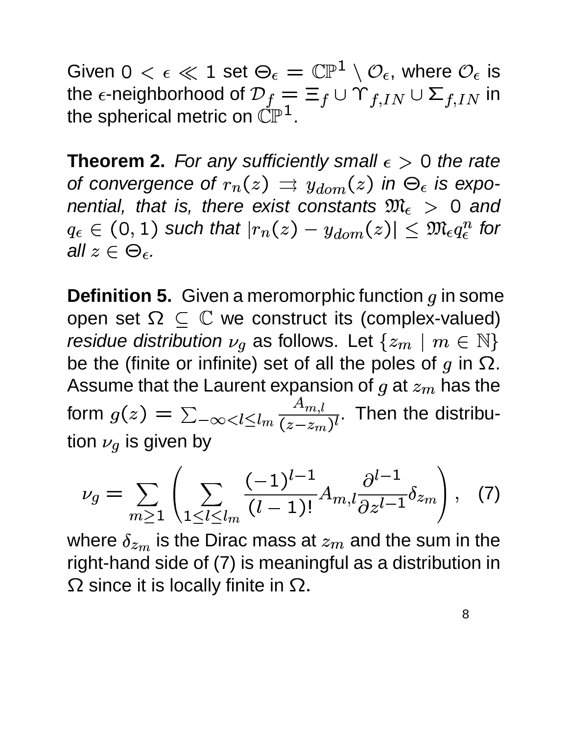Given $0 < \epsilon \ll 1$ set $\Theta_\epsilon = \mathbb{CP}^1 \setminus \mathcal{O}_\epsilon$, where $\mathcal{O}_\epsilon$ is the $\epsilon$-neighborhood of $\mathcal{D}_f = \Xi_f \cup \Upsilon_{f,IN} \cup \Sigma_{f,IN}$ in the spherical metric on $\mathbb{CP}^1$.

**Theorem 2.** *For any sufficiently small $\epsilon > 0$ the rate of convergence of $r_n(z) \rightrightarrows y_{dom}(z)$ in $\Theta_\epsilon$ is exponential, that is, there exist constants $\mathfrak{M}_\epsilon > 0$ and $q_\epsilon \in (0,1)$ such that $|r_n(z) - y_{dom}(z)| \leq \mathfrak{M}_\epsilon q_\epsilon^n$ for all $z \in \Theta_\epsilon$.*

**Definition 5.** Given a meromorphic function $g$ in some open set $\Omega \subseteq \mathbb{C}$ we construct its (complex-valued) *residue distribution* $\nu_g$ as follows. Let $\{z_m \mid m \in \mathbb{N}\}$ be the (finite or infinite) set of all the poles of $g$ in $\Omega$. Assume that the Laurent expansion of $g$ at $z_m$ has the form $g(z) = \sum_{-\infty < l \leq l_m} \frac{A_{m,l}}{(z-z_m)^l}$. Then the distribution $\nu_g$ is given by

$$\nu_g = \sum_{m \geq 1} \left( \sum_{1 \leq l \leq l_m} \frac{(-1)^{l-1}}{(l-1)!} A_{m,l} \frac{\partial^{l-1}}{\partial z^{l-1}} \delta_{z_m} \right), \quad (7)$$

where $\delta_{z_m}$ is the Dirac mass at $z_m$ and the sum in the right-hand side of (7) is meaningful as a distribution in $\Omega$ since it is locally finite in $\Omega$.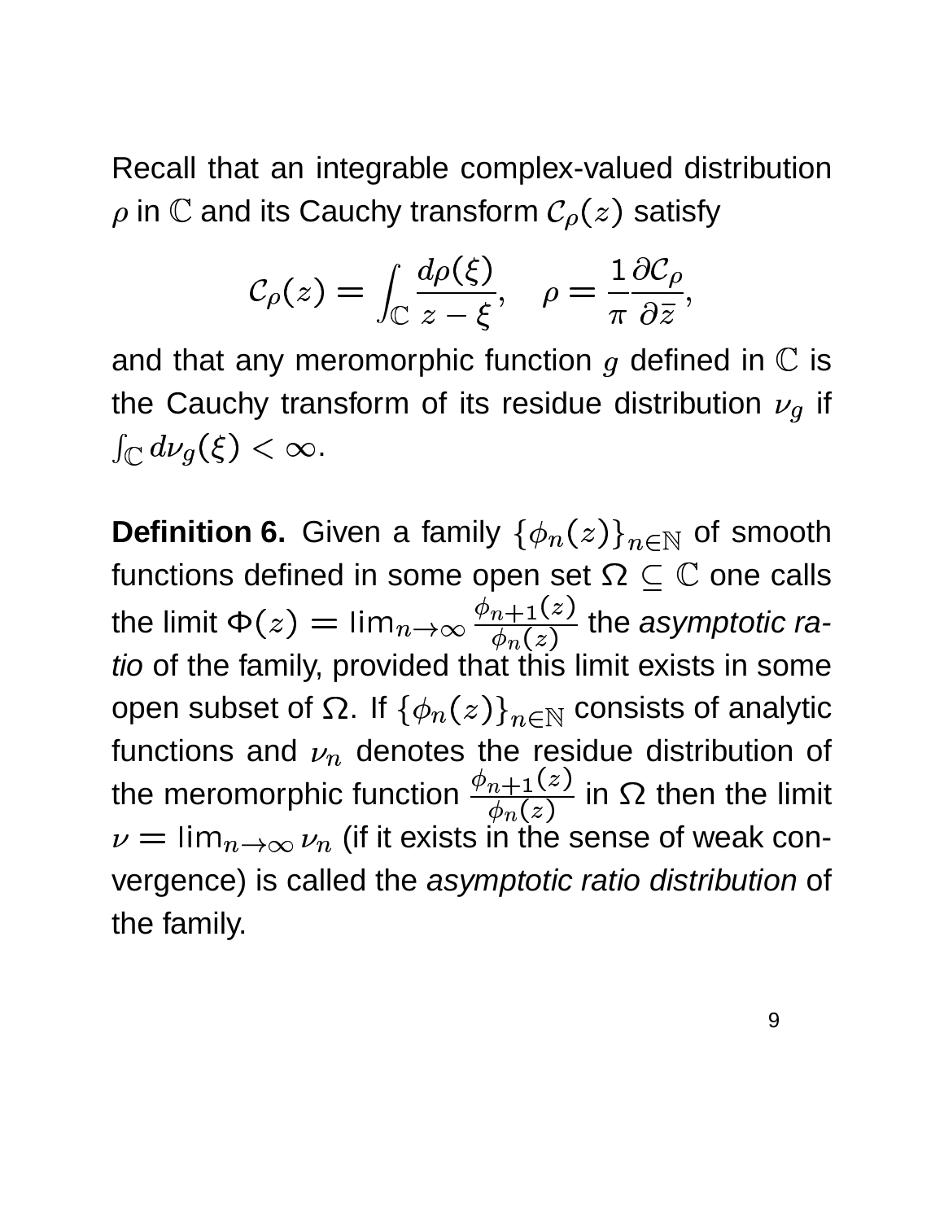Recall that an integrable complex-valued distribution $\rho$ in $\mathbb{C}$ and its Cauchy transform $\mathcal{C}_\rho(z)$ satisfy

$$\mathcal{C}_\rho(z) = \int_{\mathbb{C}} \frac{d\rho(\xi)}{z - \xi}, \quad \rho = \frac{1}{\pi}\frac{\partial \mathcal{C}_\rho}{\partial \bar{z}},$$

and that any meromorphic function $g$ defined in $\mathbb{C}$ is the Cauchy transform of its residue distribution $\nu_g$ if $\int_{\mathbb{C}} d\nu_g(\xi) < \infty$.

**Definition 6.** Given a family $\{\phi_n(z)\}_{n\in\mathbb{N}}$ of smooth functions defined in some open set $\Omega \subseteq \mathbb{C}$ one calls the limit $\Phi(z) = \lim_{n\to\infty} \frac{\phi_{n+1}(z)}{\phi_n(z)}$ the *asymptotic ratio* of the family, provided that this limit exists in some open subset of $\Omega$. If $\{\phi_n(z)\}_{n\in\mathbb{N}}$ consists of analytic functions and $\nu_n$ denotes the residue distribution of the meromorphic function $\frac{\phi_{n+1}(z)}{\phi_n(z)}$ in $\Omega$ then the limit $\nu = \lim_{n\to\infty} \nu_n$ (if it exists in the sense of weak convergence) is called the *asymptotic ratio distribution* of the family.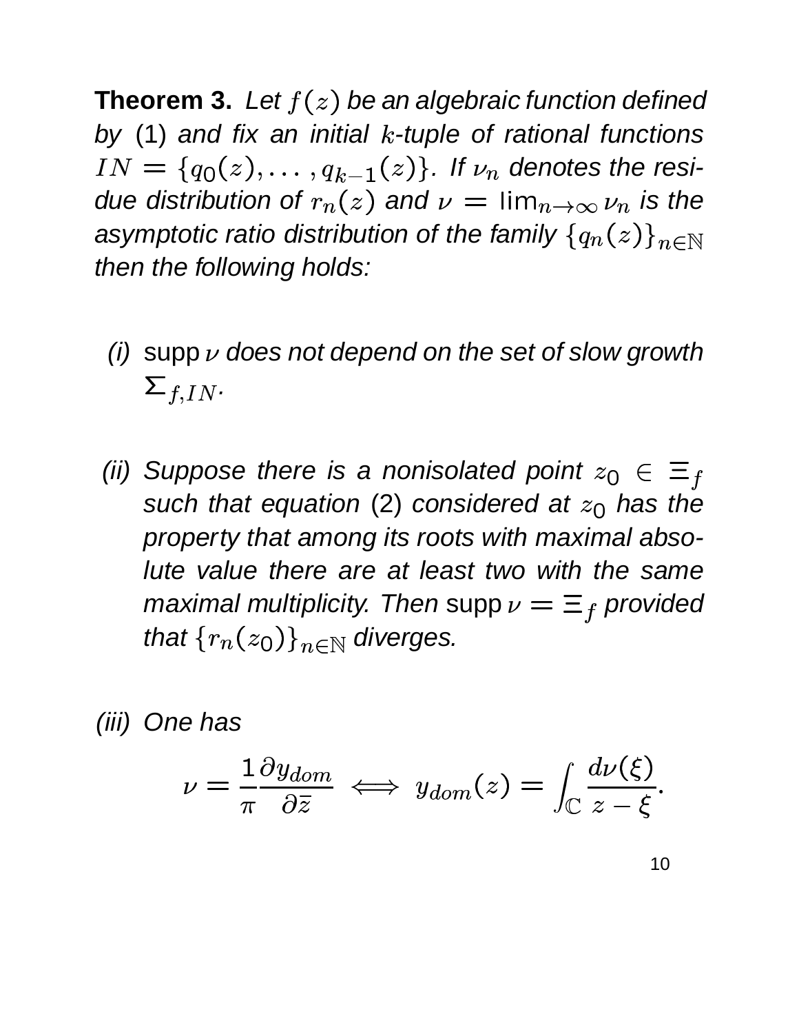**Theorem 3.** *Let $f(z)$ be an algebraic function defined by* (1) *and fix an initial $k$-tuple of rational functions $IN = \{q_0(z), \ldots, q_{k-1}(z)\}$. If $\nu_n$ denotes the residue distribution of $r_n(z)$ and $\nu = \lim_{n\to\infty} \nu_n$ is the asymptotic ratio distribution of the family $\{q_n(z)\}_{n\in\mathbb{N}}$ then the following holds:*

*(i)* $\operatorname{supp} \nu$ *does not depend on the set of slow growth* $\Sigma_{f,IN}$.

*(ii) Suppose there is a nonisolated point $z_0 \in \Xi_f$ such that equation* (2) *considered at $z_0$ has the property that among its roots with maximal absolute value there are at least two with the same maximal multiplicity. Then* $\operatorname{supp} \nu = \Xi_f$ *provided that $\{r_n(z_0)\}_{n\in\mathbb{N}}$ diverges.*

*(iii) One has*

$$\nu = \frac{1}{\pi}\frac{\partial y_{dom}}{\partial \bar{z}} \iff y_{dom}(z) = \int_{\mathbb{C}} \frac{d\nu(\xi)}{z-\xi}.$$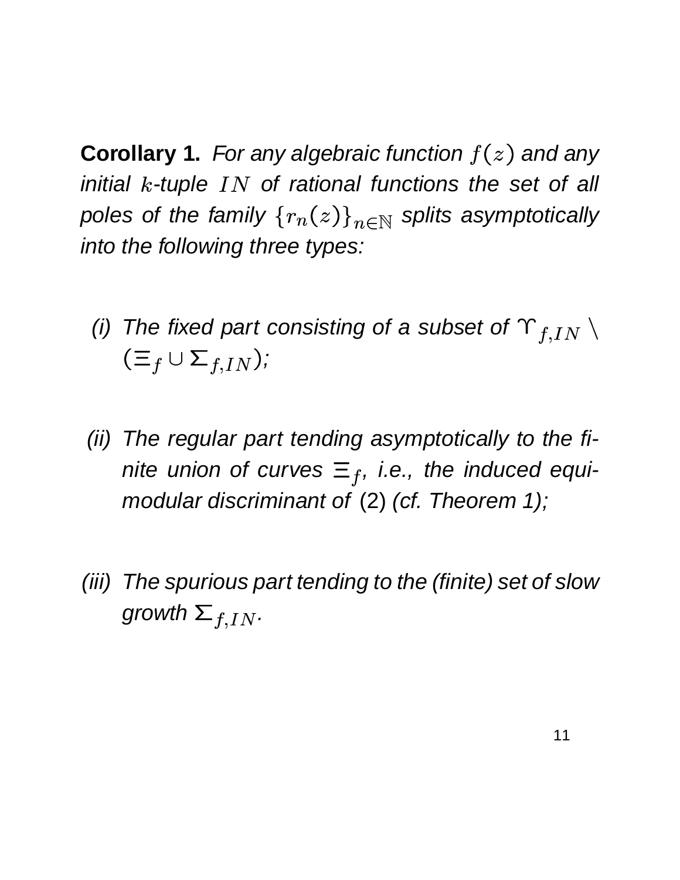**Corollary 1.** *For any algebraic function $f(z)$ and any initial $k$-tuple $IN$ of rational functions the set of all poles of the family $\{r_n(z)\}_{n\in\mathbb{N}}$ splits asymptotically into the following three types:*

*(i) The fixed part consisting of a subset of $\Upsilon_{f,IN} \setminus (\Xi_f \cup \Sigma_{f,IN})$;*

*(ii) The regular part tending asymptotically to the finite union of curves $\Xi_f$, i.e., the induced equimodular discriminant of* (2) *(cf. Theorem 1);*

*(iii) The spurious part tending to the (finite) set of slow growth $\Sigma_{f,IN}$.*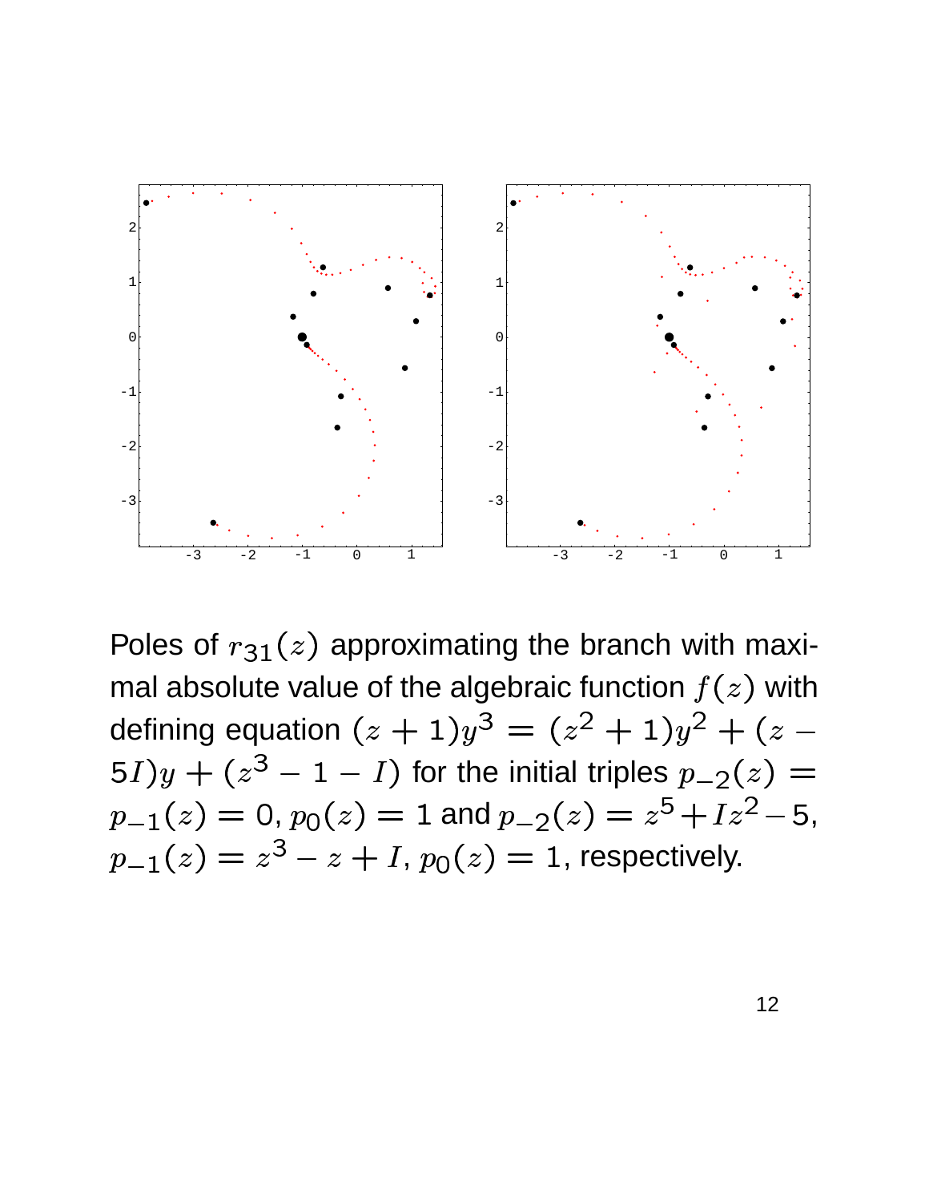Poles of $r_{31}(z)$ approximating the branch with maximal absolute value of the algebraic function $f(z)$ with defining equation $(z+1)y^3 = (z^2+1)y^2 + (z-5I)y + (z^3 - 1 - I)$ for the initial triples $p_{-2}(z) = p_{-1}(z) = 0$, $p_0(z) = 1$ and $p_{-2}(z) = z^5 + Iz^2 - 5$, $p_{-1}(z) = z^3 - z + I$, $p_0(z) = 1$, respectively.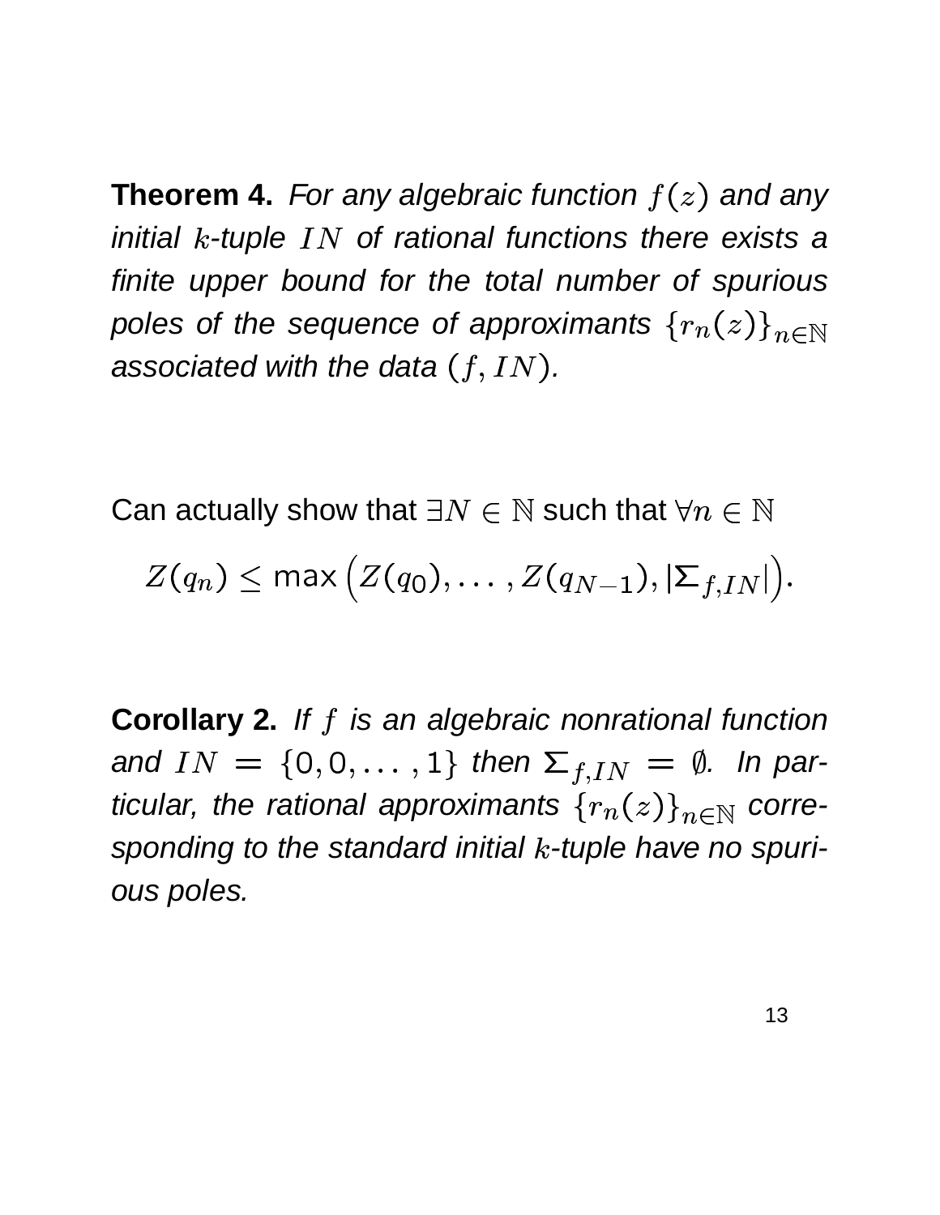**Theorem 4.** *For any algebraic function $f(z)$ and any initial $k$-tuple $IN$ of rational functions there exists a finite upper bound for the total number of spurious poles of the sequence of approximants $\{r_n(z)\}_{n\in\mathbb{N}}$ associated with the data $(f, IN)$.*

Can actually show that $\exists N \in \mathbb{N}$ such that $\forall n \in \mathbb{N}$

$$Z(q_n) \leq \max\Big(Z(q_0), \ldots, Z(q_{N-1}), |\Sigma_{f,IN}|\Big).$$

**Corollary 2.** *If $f$ is an algebraic nonrational function and $IN = \{0, 0, \ldots, 1\}$ then $\Sigma_{f,IN} = \emptyset$. In particular, the rational approximants $\{r_n(z)\}_{n\in\mathbb{N}}$ corresponding to the standard initial $k$-tuple have no spurious poles.*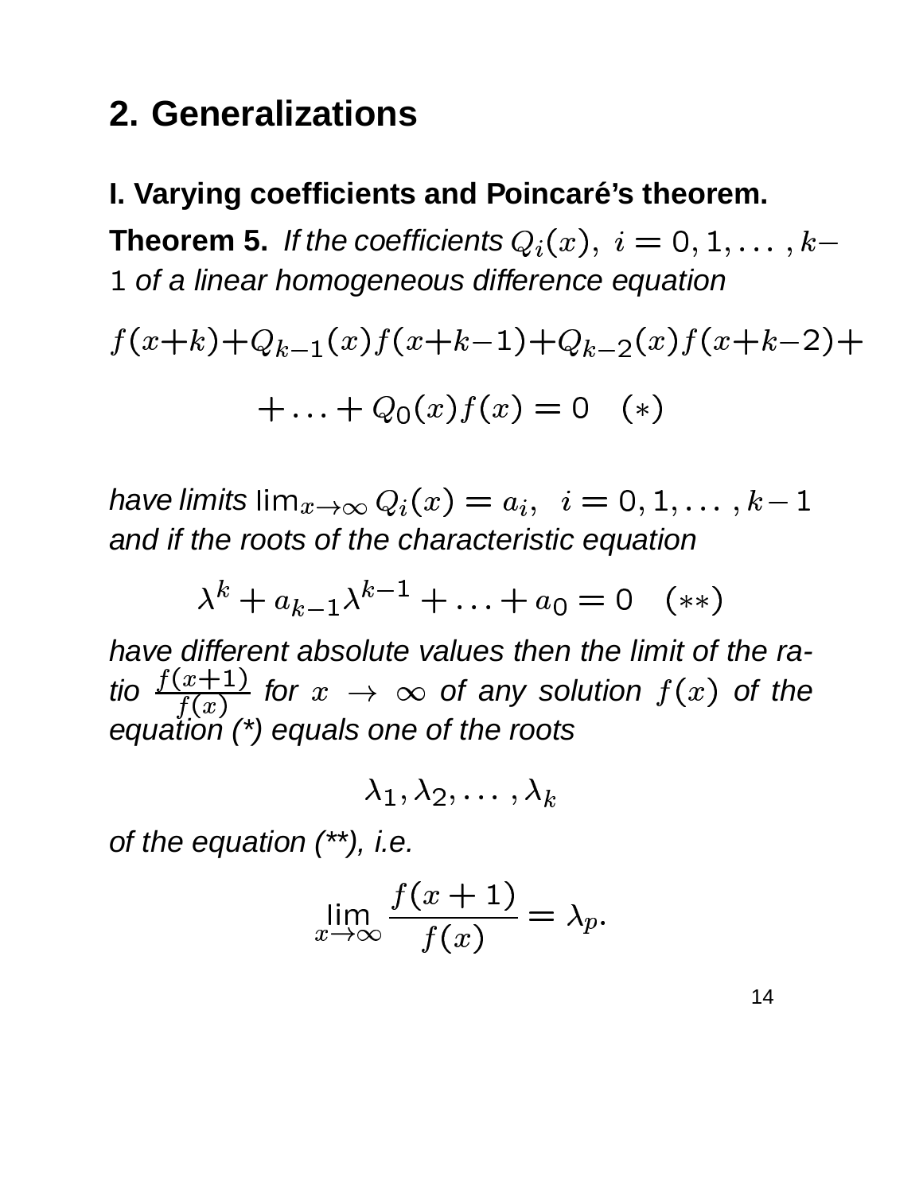## 2. Generalizations

### I. Varying coefficients and Poincaré's theorem.

**Theorem 5.** *If the coefficients* $Q_i(x),\ i = 0, 1, \ldots, k-1$ *of a linear homogeneous difference equation*

$$f(x+k)+Q_{k-1}(x)f(x+k-1)+Q_{k-2}(x)f(x+k-2)+$$

$$+\ldots+Q_0(x)f(x) = 0 \quad (*)$$

*have limits* $\lim_{x\to\infty} Q_i(x) = a_i,\ \ i = 0, 1, \ldots, k-1$ *and if the roots of the characteristic equation*

$$\lambda^k + a_{k-1}\lambda^{k-1} + \ldots + a_0 = 0 \quad (**)$$

*have different absolute values then the limit of the ratio* $\frac{f(x+1)}{f(x)}$ *for* $x \to \infty$ *of any solution* $f(x)$ *of the equation (*) equals one of the roots*

$$\lambda_1, \lambda_2, \ldots, \lambda_k$$

*of the equation (**), i.e.*

$$\lim_{x\to\infty} \frac{f(x+1)}{f(x)} = \lambda_p.$$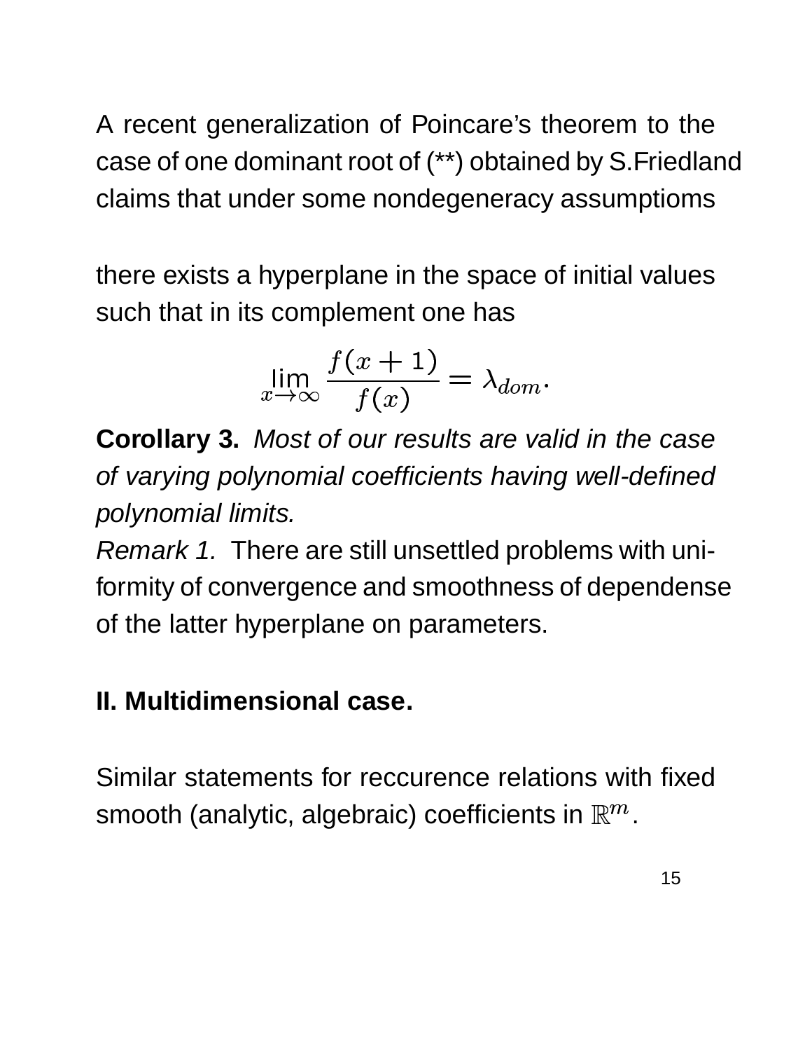A recent generalization of Poincare's theorem to the case of one dominant root of (**) obtained by S.Friedland claims that under some nondegeneracy assumptioms

there exists a hyperplane in the space of initial values such that in its complement one has

$$\lim_{x\to\infty} \frac{f(x+1)}{f(x)} = \lambda_{dom}.$$

**Corollary 3.** *Most of our results are valid in the case of varying polynomial coefficients having well-defined polynomial limits.*

*Remark 1.* There are still unsettled problems with uniformity of convergence and smoothness of dependense of the latter hyperplane on parameters.

## II. Multidimensional case.

Similar statements for reccurence relations with fixed smooth (analytic, algebraic) coefficients in $\mathbb{R}^m$.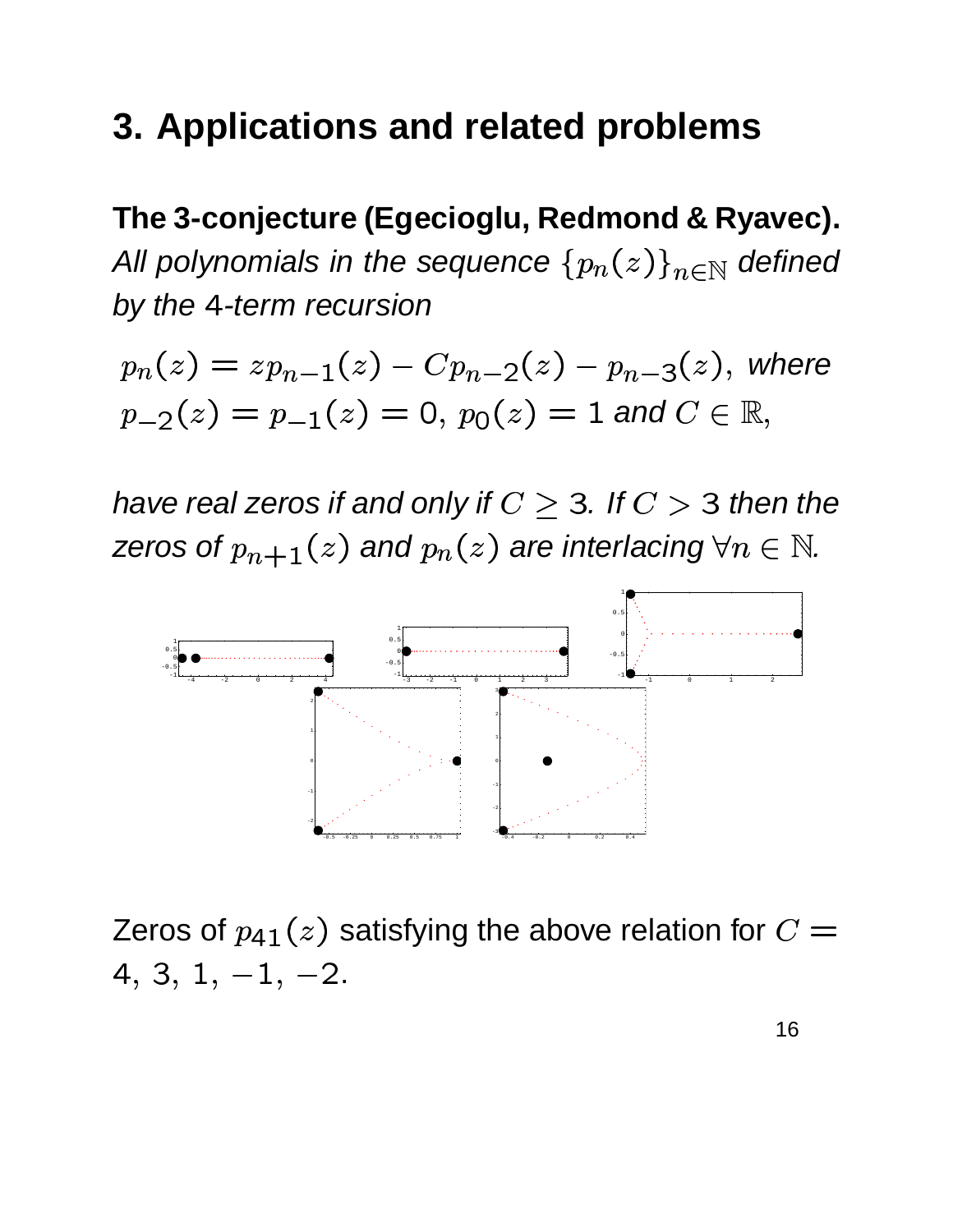# 3. Applications and related problems

**The 3-conjecture (Egecioglu, Redmond & Ryavec).** *All polynomials in the sequence $\{p_n(z)\}_{n\in\mathbb{N}}$ defined by the 4-term recursion*

$$p_n(z) = zp_{n-1}(z) - Cp_{n-2}(z) - p_{n-3}(z), \text{ where}$$
$$p_{-2}(z) = p_{-1}(z) = 0,\ p_0(z) = 1 \text{ and } C \in \mathbb{R},$$

*have real zeros if and only if $C \geq 3$. If $C > 3$ then the zeros of $p_{n+1}(z)$ and $p_n(z)$ are interlacing $\forall n \in \mathbb{N}$.*

Zeros of $p_{41}(z)$ satisfying the above relation for $C = 4,\ 3,\ 1,\ -1,\ -2$.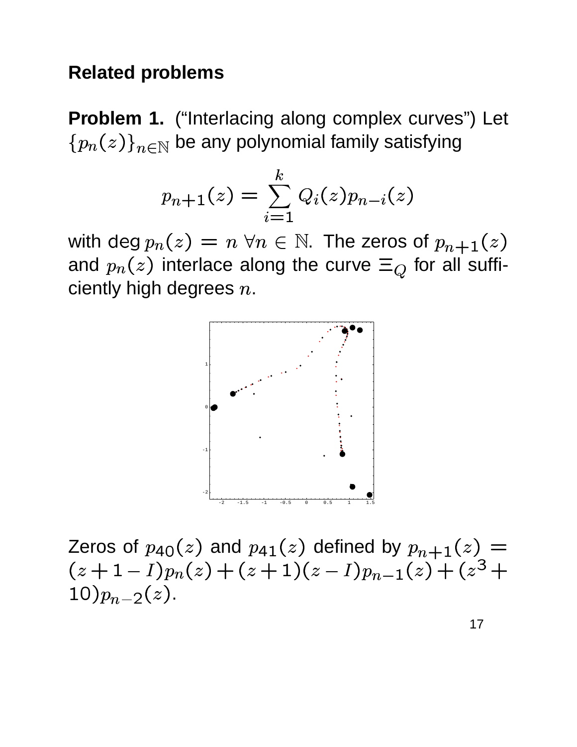## Related problems

**Problem 1.** ("Interlacing along complex curves") Let $\{p_n(z)\}_{n\in\mathbb{N}}$ be any polynomial family satisfying

$$p_{n+1}(z) = \sum_{i=1}^{k} Q_i(z)p_{n-i}(z)$$

with $\deg p_n(z) = n \ \forall n \in \mathbb{N}$. The zeros of $p_{n+1}(z)$ and $p_n(z)$ interlace along the curve $\Xi_Q$ for all sufficiently high degrees $n$.

Zeros of $p_{40}(z)$ and $p_{41}(z)$ defined by $p_{n+1}(z) = (z+1-I)p_n(z) + (z+1)(z-I)p_{n-1}(z) + (z^3 + 10)p_{n-2}(z)$.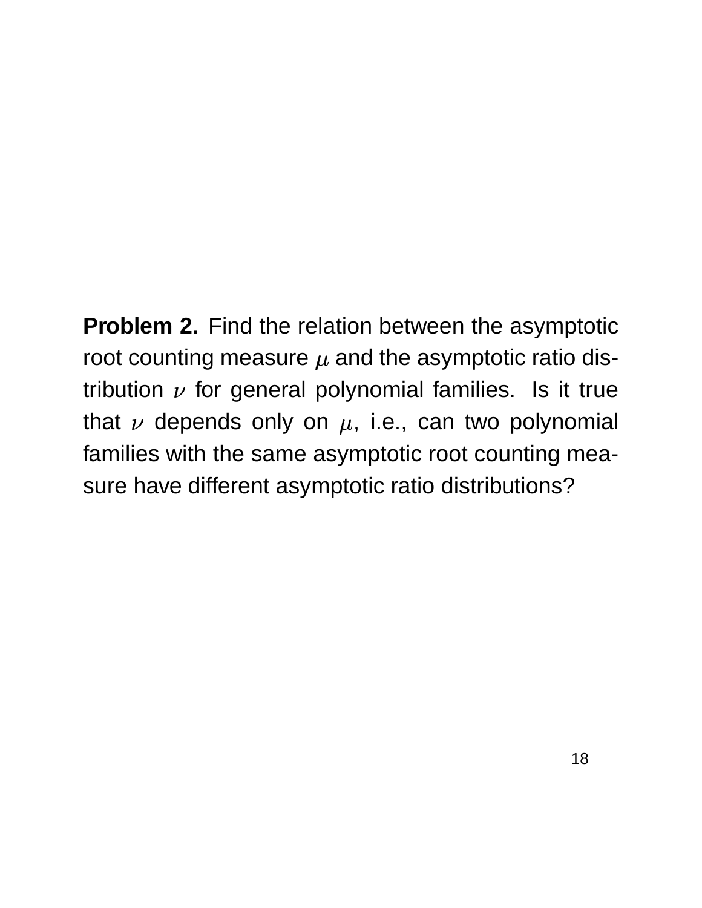**Problem 2.** Find the relation between the asymptotic root counting measure $\mu$ and the asymptotic ratio distribution $\nu$ for general polynomial families. Is it true that $\nu$ depends only on $\mu$, i.e., can two polynomial families with the same asymptotic root counting measure have different asymptotic ratio distributions?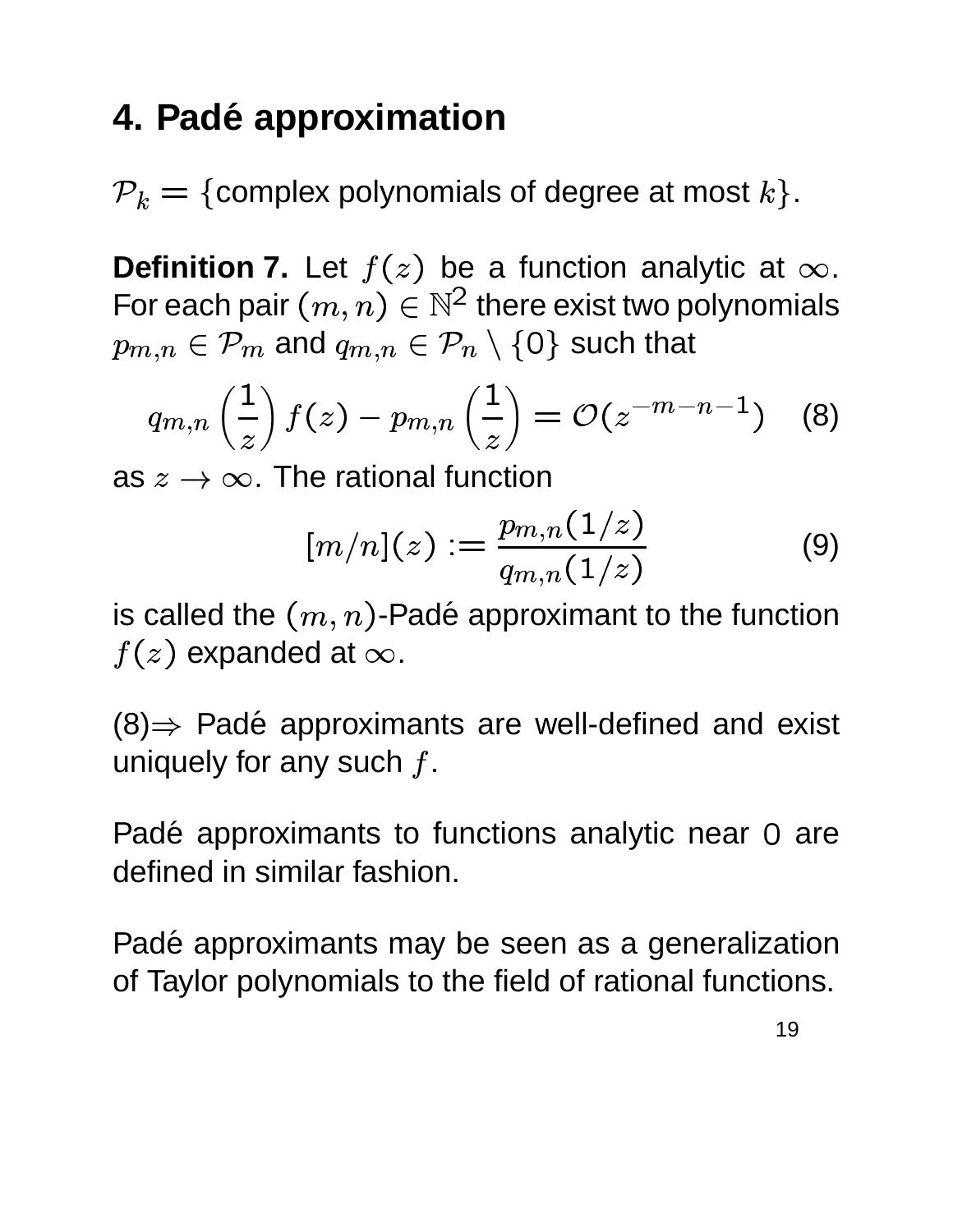# 4. Padé approximation

$\mathcal{P}_k = \{$complex polynomials of degree at most $k\}$.

**Definition 7.** Let $f(z)$ be a function analytic at $\infty$. For each pair $(m, n) \in \mathbb{N}^2$ there exist two polynomials $p_{m,n} \in \mathcal{P}_m$ and $q_{m,n} \in \mathcal{P}_n \setminus \{0\}$ such that

$$q_{m,n}\left(\frac{1}{z}\right) f(z) - p_{m,n}\left(\frac{1}{z}\right) = \mathcal{O}(z^{-m-n-1}) \quad (8)$$

as $z \to \infty$. The rational function

$$[m/n](z) := \frac{p_{m,n}(1/z)}{q_{m,n}(1/z)} \quad (9)$$

is called the $(m, n)$-Padé approximant to the function $f(z)$ expanded at $\infty$.

(8)$\Rightarrow$ Padé approximants are well-defined and exist uniquely for any such $f$.

Padé approximants to functions analytic near 0 are defined in similar fashion.

Padé approximants may be seen as a generalization of Taylor polynomials to the field of rational functions.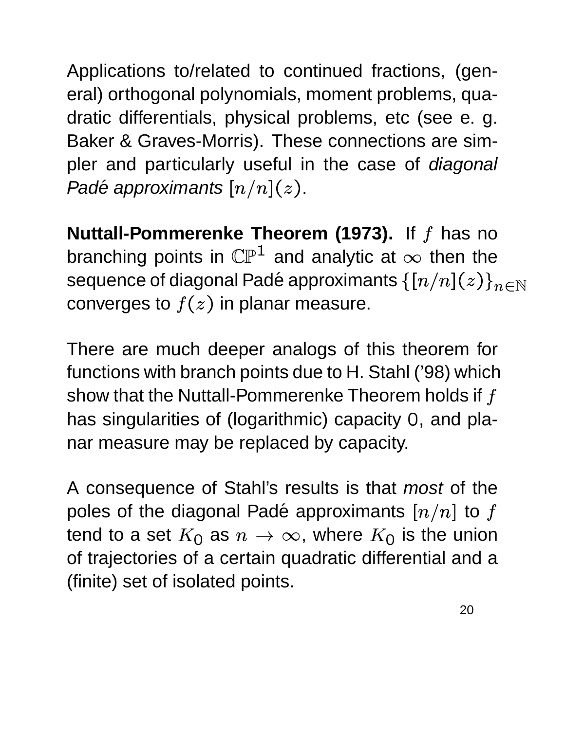Applications to/related to continued fractions, (general) orthogonal polynomials, moment problems, quadratic differentials, physical problems, etc (see e. g. Baker & Graves-Morris). These connections are simpler and particularly useful in the case of *diagonal Padé approximants* $[n/n](z)$.

**Nuttall-Pommerenke Theorem (1973).** If $f$ has no branching points in $\mathbb{CP}^1$ and analytic at $\infty$ then the sequence of diagonal Padé approximants $\{[n/n](z)\}_{n\in\mathbb{N}}$ converges to $f(z)$ in planar measure.

There are much deeper analogs of this theorem for functions with branch points due to H. Stahl ('98) which show that the Nuttall-Pommerenke Theorem holds if $f$ has singularities of (logarithmic) capacity 0, and planar measure may be replaced by capacity.

A consequence of Stahl's results is that *most* of the poles of the diagonal Padé approximants $[n/n]$ to $f$ tend to a set $K_0$ as $n \to \infty$, where $K_0$ is the union of trajectories of a certain quadratic differential and a (finite) set of isolated points.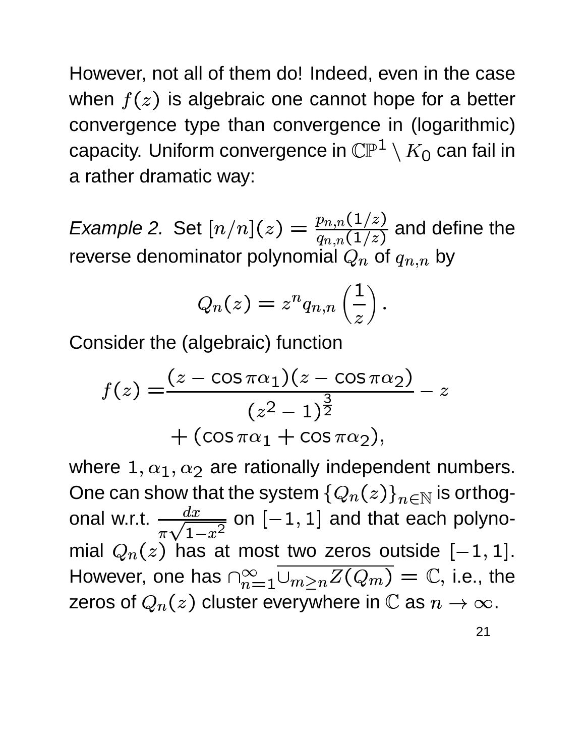However, not all of them do! Indeed, even in the case when $f(z)$ is algebraic one cannot hope for a better convergence type than convergence in (logarithmic) capacity. Uniform convergence in $\mathbb{CP}^1 \setminus K_0$ can fail in a rather dramatic way:

*Example 2.* Set $[n/n](z) = \frac{p_{n,n}(1/z)}{q_{n,n}(1/z)}$ and define the reverse denominator polynomial $Q_n$ of $q_{n,n}$ by

$$Q_n(z) = z^n q_{n,n}\left(\frac{1}{z}\right).$$

Consider the (algebraic) function

$$f(z) = \frac{(z - \cos \pi\alpha_1)(z - \cos \pi\alpha_2)}{(z^2 - 1)^{\frac{3}{2}}} - z + (\cos \pi\alpha_1 + \cos \pi\alpha_2),$$

where $1, \alpha_1, \alpha_2$ are rationally independent numbers. One can show that the system $\{Q_n(z)\}_{n\in\mathbb{N}}$ is orthogonal w.r.t. $\frac{dx}{\pi\sqrt{1-x^2}}$ on $[-1, 1]$ and that each polynomial $Q_n(z)$ has at most two zeros outside $[-1, 1]$. However, one has $\cap_{n=1}^{\infty} \overline{\cup_{m\geq n} Z(Q_m)} = \mathbb{C}$, i.e., the zeros of $Q_n(z)$ cluster everywhere in $\mathbb{C}$ as $n \to \infty$.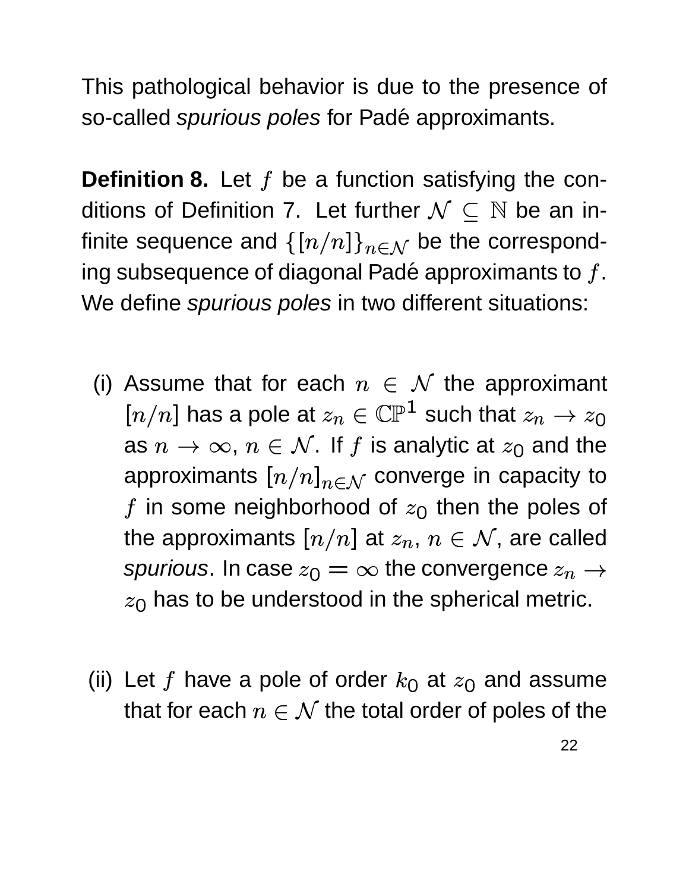This pathological behavior is due to the presence of so-called *spurious poles* for Padé approximants.

**Definition 8.** Let $f$ be a function satisfying the conditions of Definition 7. Let further $\mathcal{N} \subseteq \mathbb{N}$ be an infinite sequence and $\{[n/n]\}_{n\in\mathcal{N}}$ be the corresponding subsequence of diagonal Padé approximants to $f$. We define *spurious poles* in two different situations:

(i) Assume that for each $n \in \mathcal{N}$ the approximant $[n/n]$ has a pole at $z_n \in \mathbb{CP}^1$ such that $z_n \to z_0$ as $n \to \infty$, $n \in \mathcal{N}$. If $f$ is analytic at $z_0$ and the approximants $[n/n]_{n\in\mathcal{N}}$ converge in capacity to $f$ in some neighborhood of $z_0$ then the poles of the approximants $[n/n]$ at $z_n$, $n \in \mathcal{N}$, are called *spurious*. In case $z_0 = \infty$ the convergence $z_n \to z_0$ has to be understood in the spherical metric.

(ii) Let $f$ have a pole of order $k_0$ at $z_0$ and assume that for each $n \in \mathcal{N}$ the total order of poles of the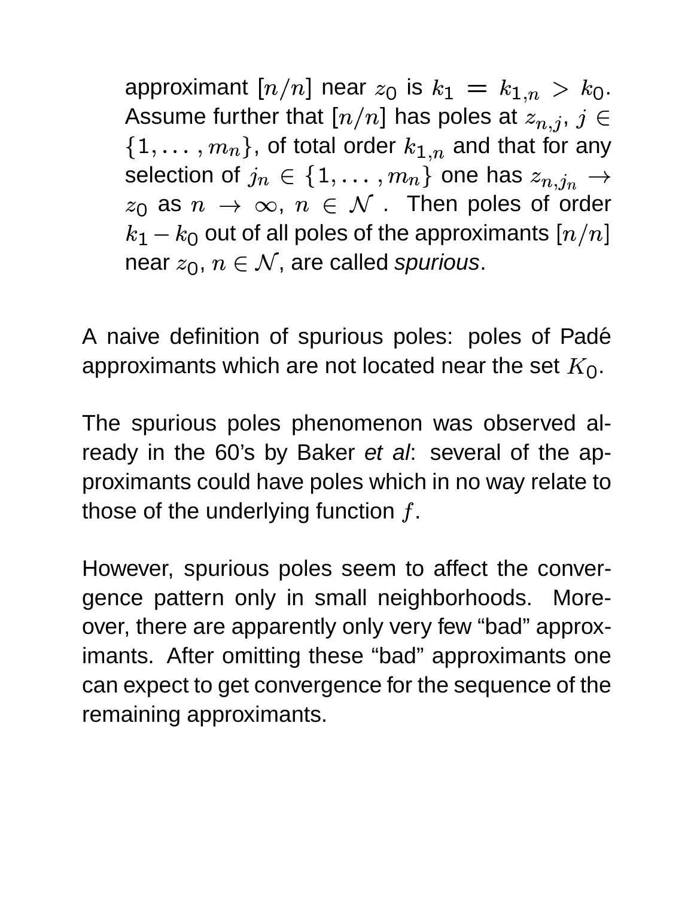approximant $[n/n]$ near $z_0$ is $k_1 = k_{1,n} > k_0$. Assume further that $[n/n]$ has poles at $z_{n,j}$, $j \in \{1, \ldots, m_n\}$, of total order $k_{1,n}$ and that for any selection of $j_n \in \{1, \ldots, m_n\}$ one has $z_{n,j_n} \to z_0$ as $n \to \infty$, $n \in \mathcal{N}$ . Then poles of order $k_1 - k_0$ out of all poles of the approximants $[n/n]$ near $z_0$, $n \in \mathcal{N}$, are called *spurious*.

A naive definition of spurious poles: poles of Padé approximants which are not located near the set $K_0$.

The spurious poles phenomenon was observed already in the 60's by Baker *et al*: several of the approximants could have poles which in no way relate to those of the underlying function $f$.

However, spurious poles seem to affect the convergence pattern only in small neighborhoods. Moreover, there are apparently only very few "bad" approximants. After omitting these "bad" approximants one can expect to get convergence for the sequence of the remaining approximants.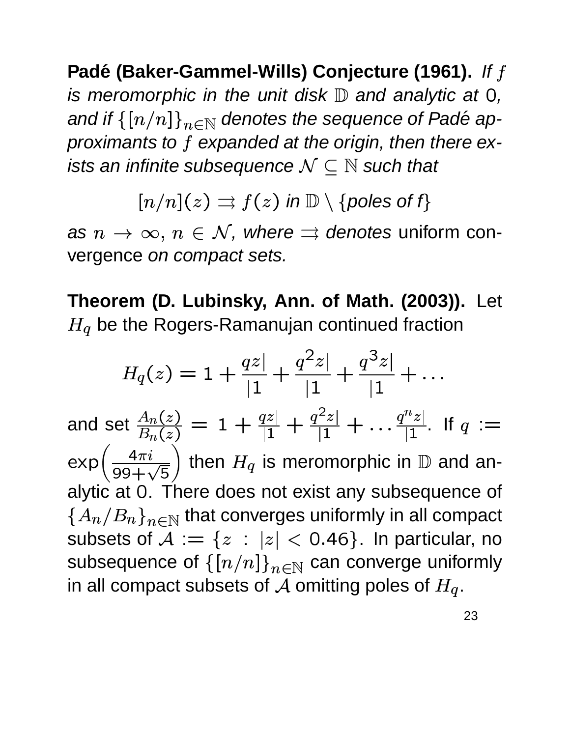**Padé (Baker-Gammel-Wills) Conjecture (1961).** *If $f$ is meromorphic in the unit disk $\mathbb{D}$ and analytic at 0, and if $\{[n/n]\}_{n\in\mathbb{N}}$ denotes the sequence of Padé approximants to $f$ expanded at the origin, then there exists an infinite subsequence $\mathcal{N} \subseteq \mathbb{N}$ such that*

$$[n/n](z) \rightrightarrows f(z) \text{ in } \mathbb{D} \setminus \{\text{poles of } f\}$$

*as $n \to \infty$, $n \in \mathcal{N}$, where $\rightrightarrows$ denotes* uniform convergence *on compact sets.*

**Theorem (D. Lubinsky, Ann. of Math. (2003)).** Let $H_q$ be the Rogers-Ramanujan continued fraction

$$H_q(z) = 1 + \frac{qz|}{|1} + \frac{q^2z|}{|1} + \frac{q^3z|}{|1} + \ldots$$

and set $\frac{A_n(z)}{B_n(z)} = 1 + \frac{qz|}{|1} + \frac{q^2z|}{|1} + \ldots \frac{q^nz|}{|1}$. If $q := \exp\left(\frac{4\pi i}{99+\sqrt{5}}\right)$ then $H_q$ is meromorphic in $\mathbb{D}$ and analytic at 0. There does not exist any subsequence of $\{A_n/B_n\}_{n\in\mathbb{N}}$ that converges uniformly in all compact subsets of $\mathcal{A} := \{z : |z| < 0.46\}$. In particular, no subsequence of $\{[n/n]\}_{n\in\mathbb{N}}$ can converge uniformly in all compact subsets of $\mathcal{A}$ omitting poles of $H_q$.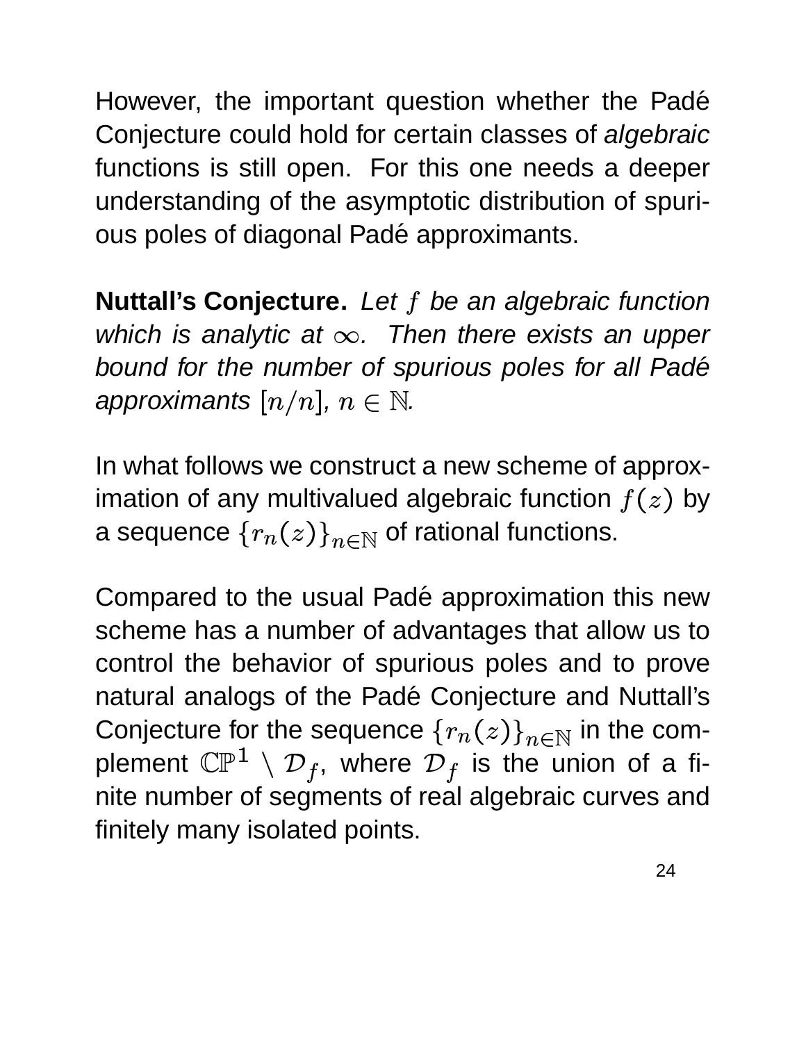However, the important question whether the Padé Conjecture could hold for certain classes of *algebraic* functions is still open. For this one needs a deeper understanding of the asymptotic distribution of spurious poles of diagonal Padé approximants.

**Nuttall's Conjecture.** *Let $f$ be an algebraic function which is analytic at $\infty$. Then there exists an upper bound for the number of spurious poles for all Padé approximants $[n/n]$, $n \in \mathbb{N}$.*

In what follows we construct a new scheme of approximation of any multivalued algebraic function $f(z)$ by a sequence $\{r_n(z)\}_{n\in\mathbb{N}}$ of rational functions.

Compared to the usual Padé approximation this new scheme has a number of advantages that allow us to control the behavior of spurious poles and to prove natural analogs of the Padé Conjecture and Nuttall's Conjecture for the sequence $\{r_n(z)\}_{n\in\mathbb{N}}$ in the complement $\mathbb{CP}^1 \setminus \mathcal{D}_f$, where $\mathcal{D}_f$ is the union of a finite number of segments of real algebraic curves and finitely many isolated points.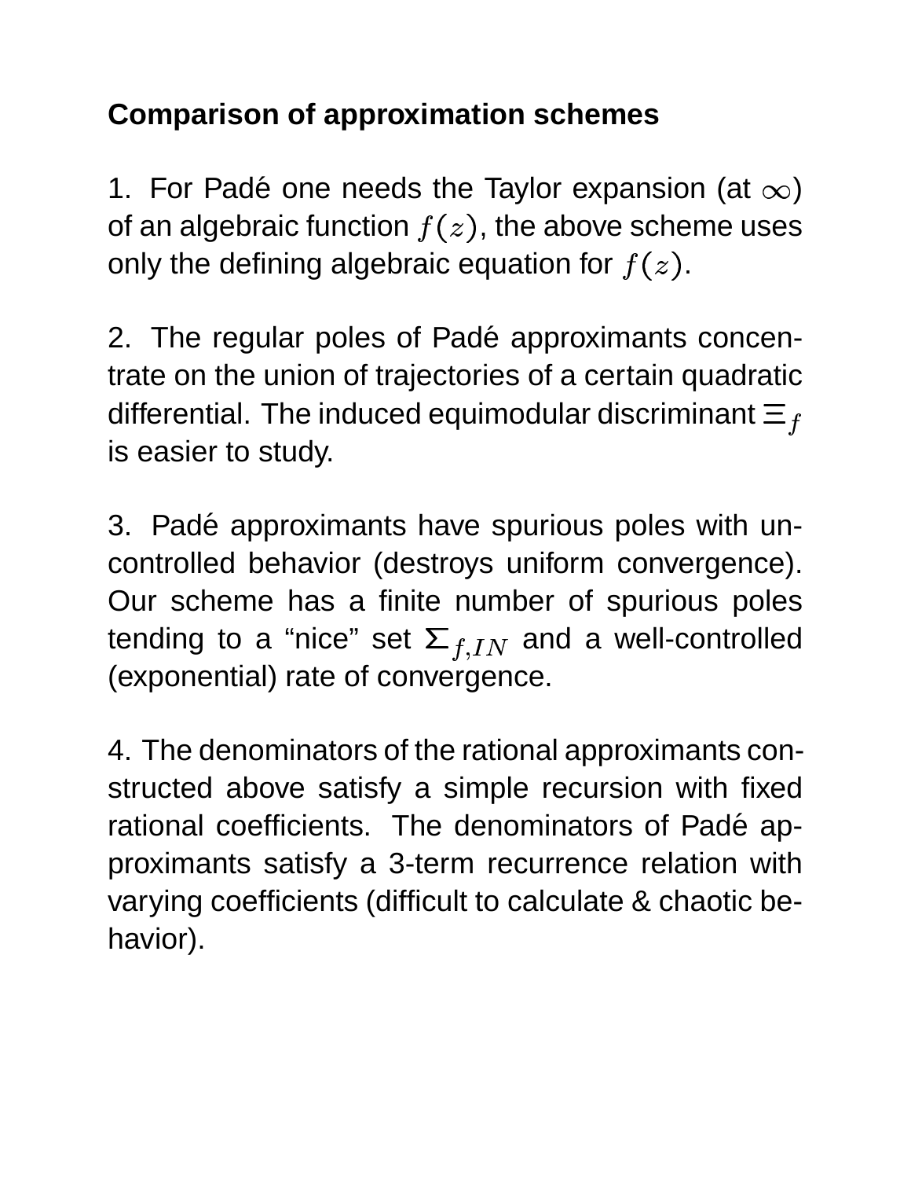## Comparison of approximation schemes

1. For Padé one needs the Taylor expansion (at $\infty$) of an algebraic function $f(z)$, the above scheme uses only the defining algebraic equation for $f(z)$.

2. The regular poles of Padé approximants concentrate on the union of trajectories of a certain quadratic differential. The induced equimodular discriminant $\Xi_f$ is easier to study.

3. Padé approximants have spurious poles with uncontrolled behavior (destroys uniform convergence). Our scheme has a finite number of spurious poles tending to a "nice" set $\Sigma_{f,IN}$ and a well-controlled (exponential) rate of convergence.

4. The denominators of the rational approximants constructed above satisfy a simple recursion with fixed rational coefficients. The denominators of Padé approximants satisfy a 3-term recurrence relation with varying coefficients (difficult to calculate & chaotic behavior).